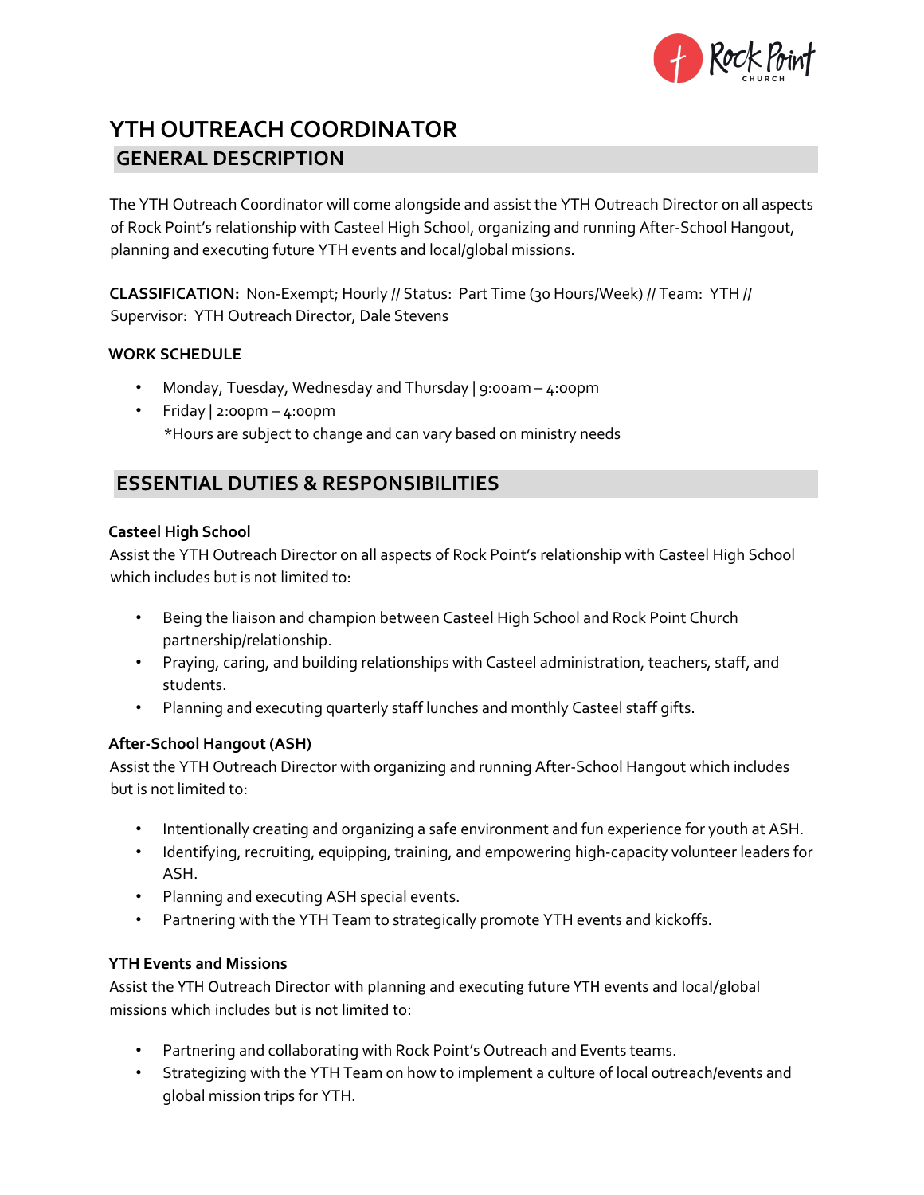# YTH OUTREACH COORDINATOR

## GENERAL DESCRIPTION

The YTH Outreach Coordinator will come alongside and assist the YTH Outreach Director on all aspects of Rock Point's relationship with Casteel High School, organizing and running After-School Hangout, planning and executing future YTH events and local/global missions.

**CLASSIFICATION:** Non-Exempt; Hourly // Status: Part Time (30 Hours/Week) // Team: YTH // Supervisor: YTH Outreach Director, Dale Stevens

### WORK SCHEDULE

- Monday, Tuesday, Wednesday and Thursday | 9:00am – 4:00pm
- Friday | 2:00pm – 4:00pm
  *Hours are subject to change and can vary based on ministry needs

## ESSENTIAL DUTIES & RESPONSIBILITIES

### Casteel High School

Assist the YTH Outreach Director on all aspects of Rock Point's relationship with Casteel High School which includes but is not limited to:

- Being the liaison and champion between Casteel High School and Rock Point Church partnership/relationship.
- Praying, caring, and building relationships with Casteel administration, teachers, staff, and students.
- Planning and executing quarterly staff lunches and monthly Casteel staff gifts.

### After-School Hangout (ASH)

Assist the YTH Outreach Director with organizing and running After-School Hangout which includes but is not limited to:

- Intentionally creating and organizing a safe environment and fun experience for youth at ASH.
- Identifying, recruiting, equipping, training, and empowering high-capacity volunteer leaders for ASH.
- Planning and executing ASH special events.
- Partnering with the YTH Team to strategically promote YTH events and kickoffs.

### YTH Events and Missions

Assist the YTH Outreach Director with planning and executing future YTH events and local/global missions which includes but is not limited to:

- Partnering and collaborating with Rock Point's Outreach and Events teams.
- Strategizing with the YTH Team on how to implement a culture of local outreach/events and global mission trips for YTH.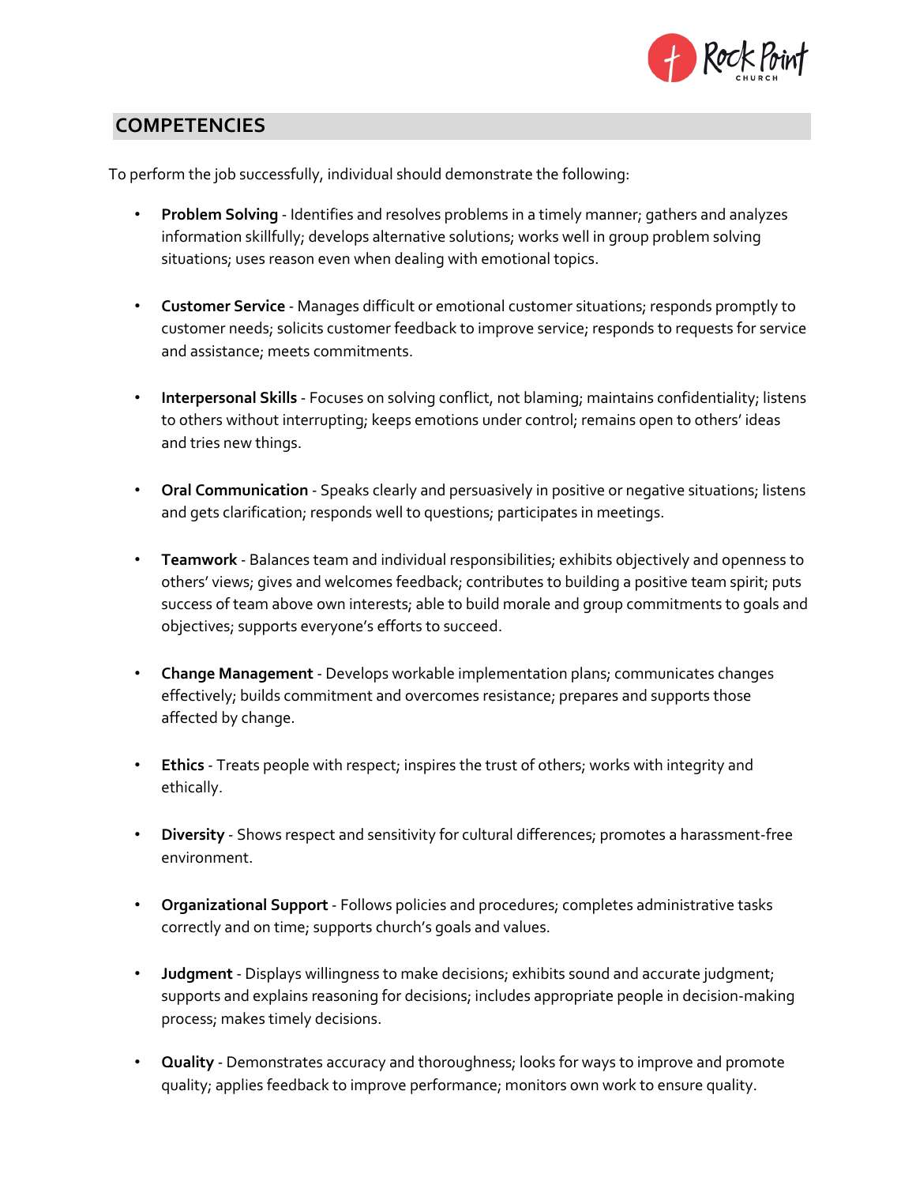## COMPETENCIES

To perform the job successfully, individual should demonstrate the following:

- **Problem Solving** - Identifies and resolves problems in a timely manner; gathers and analyzes information skillfully; develops alternative solutions; works well in group problem solving situations; uses reason even when dealing with emotional topics.
- **Customer Service** - Manages difficult or emotional customer situations; responds promptly to customer needs; solicits customer feedback to improve service; responds to requests for service and assistance; meets commitments.
- **Interpersonal Skills** - Focuses on solving conflict, not blaming; maintains confidentiality; listens to others without interrupting; keeps emotions under control; remains open to others' ideas and tries new things.
- **Oral Communication** - Speaks clearly and persuasively in positive or negative situations; listens and gets clarification; responds well to questions; participates in meetings.
- **Teamwork** - Balances team and individual responsibilities; exhibits objectively and openness to others' views; gives and welcomes feedback; contributes to building a positive team spirit; puts success of team above own interests; able to build morale and group commitments to goals and objectives; supports everyone's efforts to succeed.
- **Change Management** - Develops workable implementation plans; communicates changes effectively; builds commitment and overcomes resistance; prepares and supports those affected by change.
- **Ethics** - Treats people with respect; inspires the trust of others; works with integrity and ethically.
- **Diversity** - Shows respect and sensitivity for cultural differences; promotes a harassment-free environment.
- **Organizational Support** - Follows policies and procedures; completes administrative tasks correctly and on time; supports church's goals and values.
- **Judgment** - Displays willingness to make decisions; exhibits sound and accurate judgment; supports and explains reasoning for decisions; includes appropriate people in decision-making process; makes timely decisions.
- **Quality** - Demonstrates accuracy and thoroughness; looks for ways to improve and promote quality; applies feedback to improve performance; monitors own work to ensure quality.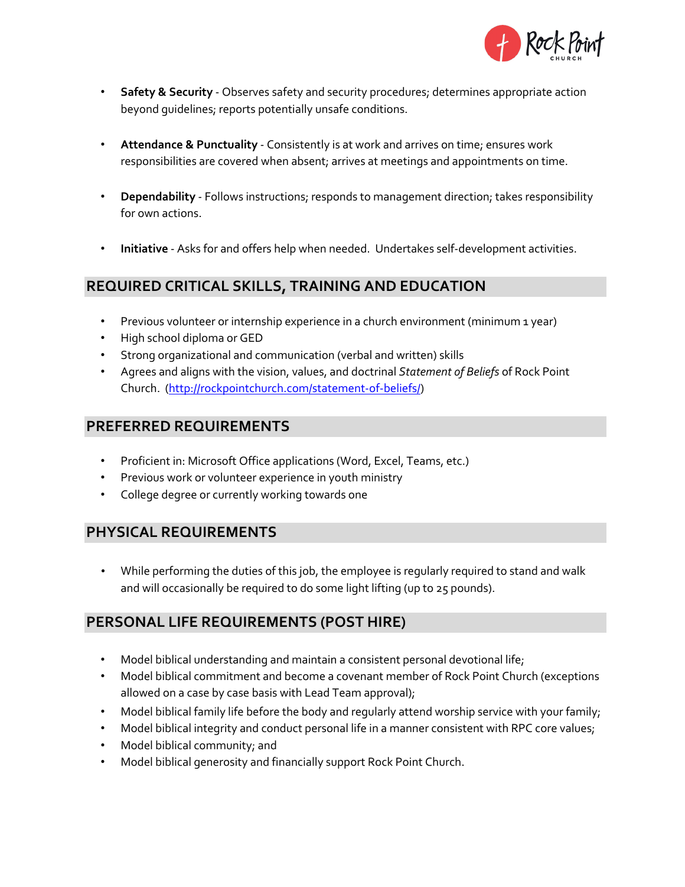- **Safety & Security** - Observes safety and security procedures; determines appropriate action beyond guidelines; reports potentially unsafe conditions.

- **Attendance & Punctuality** - Consistently is at work and arrives on time; ensures work responsibilities are covered when absent; arrives at meetings and appointments on time.

- **Dependability** - Follows instructions; responds to management direction; takes responsibility for own actions.

- **Initiative** - Asks for and offers help when needed. Undertakes self-development activities.

## REQUIRED CRITICAL SKILLS, TRAINING AND EDUCATION

- Previous volunteer or internship experience in a church environment (minimum 1 year)
- High school diploma or GED
- Strong organizational and communication (verbal and written) skills
- Agrees and aligns with the vision, values, and doctrinal *Statement of Beliefs* of Rock Point Church. (http://rockpointchurch.com/statement-of-beliefs/)

## PREFERRED REQUIREMENTS

- Proficient in: Microsoft Office applications (Word, Excel, Teams, etc.)
- Previous work or volunteer experience in youth ministry
- College degree or currently working towards one

## PHYSICAL REQUIREMENTS

- While performing the duties of this job, the employee is regularly required to stand and walk and will occasionally be required to do some light lifting (up to 25 pounds).

## PERSONAL LIFE REQUIREMENTS (POST HIRE)

- Model biblical understanding and maintain a consistent personal devotional life;
- Model biblical commitment and become a covenant member of Rock Point Church (exceptions allowed on a case by case basis with Lead Team approval);
- Model biblical family life before the body and regularly attend worship service with your family;
- Model biblical integrity and conduct personal life in a manner consistent with RPC core values;
- Model biblical community; and
- Model biblical generosity and financially support Rock Point Church.